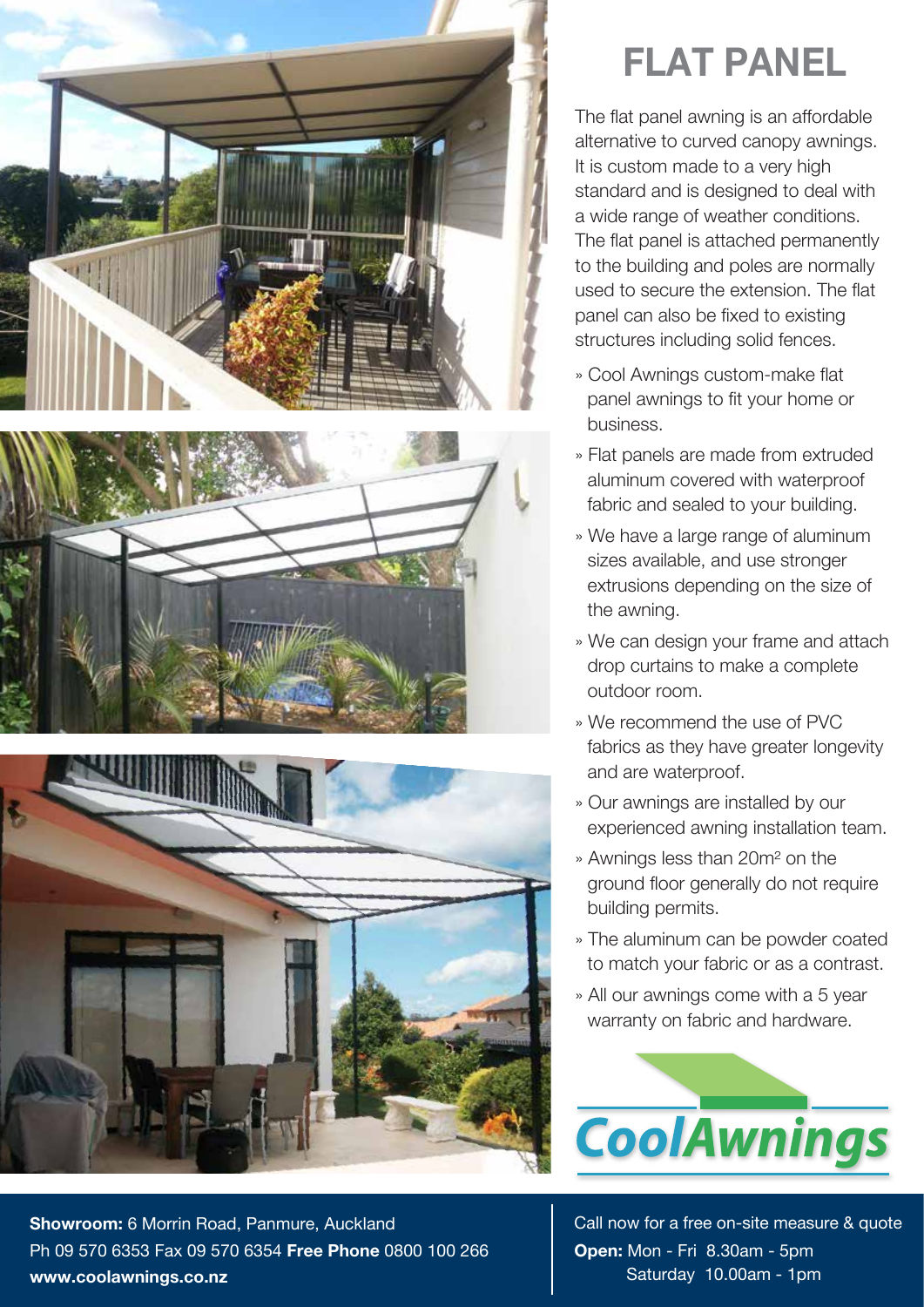# FLAT PANEL

The flat panel awning is an affordable alternative to curved canopy awnings. It is custom made to a very high standard and is designed to deal with a wide range of weather conditions. The flat panel is attached permanently to the building and poles are normally used to secure the extension. The flat panel can also be fixed to existing structures including solid fences.

- Cool Awnings custom-make flat panel awnings to fit your home or business.
- Flat panels are made from extruded aluminum covered with waterproof fabric and sealed to your building.
- We have a large range of aluminum sizes available, and use stronger extrusions depending on the size of the awning.
- We can design your frame and attach drop curtains to make a complete outdoor room.
- We recommend the use of PVC fabrics as they have greater longevity and are waterproof.
- Our awnings are installed by our experienced awning installation team.
- Awnings less than $20m^2$ on the ground floor generally do not require building permits.
- The aluminum can be powder coated to match your fabric or as a contrast.
- All our awnings come with a 5 year warranty on fabric and hardware.

CoolAwnings

**Showroom:** 6 Morrin Road, Panmure, Auckland
Ph 09 570 6353 Fax 09 570 6354 **Free Phone** 0800 100 266
**www.coolawnings.co.nz**

Call now for a free on-site measure & quote
**Open:** Mon - Fri 8.30am - 5pm
Saturday 10.00am - 1pm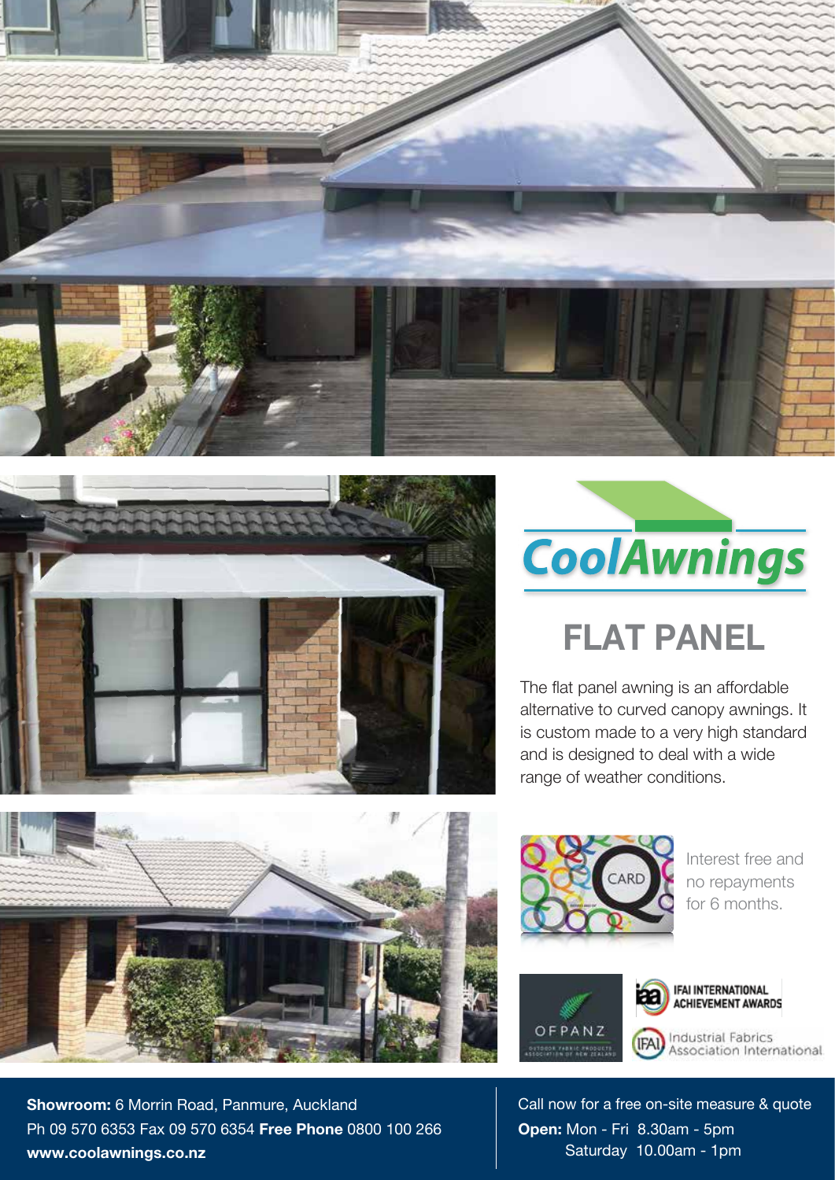CoolAwnings

# FLAT PANEL

The flat panel awning is an affordable alternative to curved canopy awnings. It is custom made to a very high standard and is designed to deal with a wide range of weather conditions.

Interest free and no repayments for 6 months.

**Showroom:** 6 Morrin Road, Panmure, Auckland
Ph 09 570 6353 Fax 09 570 6354 **Free Phone** 0800 100 266
**www.coolawnings.co.nz**

Call now for a free on-site measure & quote
**Open:** Mon - Fri 8.30am - 5pm
Saturday 10.00am - 1pm